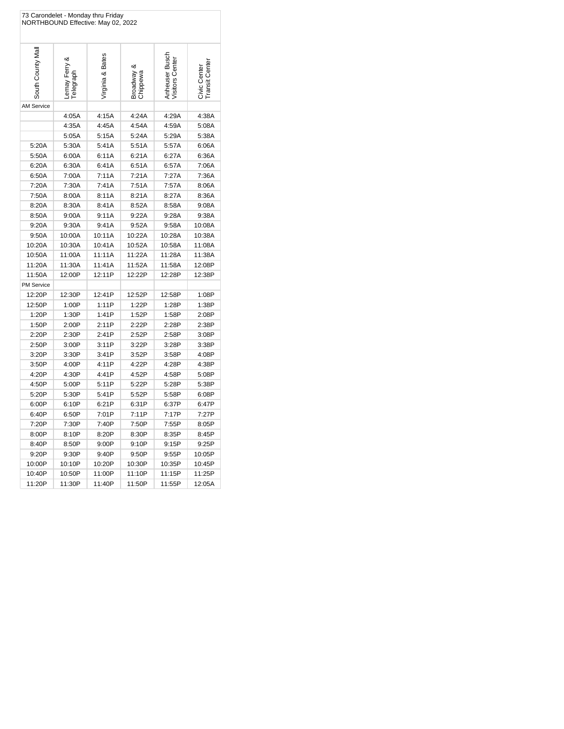73 Carondelet - Monday thru Friday
NORTHBOUND Effective: May 02, 2022

| South County Mall | Lemay Ferry & Telegraph | Virginia & Bates | Broadway & Chippewa | Anheuser Busch Visitors Center | Civic Center Transit Center |
|---|---|---|---|---|---|
| AM Service | | | | | |
| | 4:05A | 4:15A | 4:24A | 4:29A | 4:38A |
| | 4:35A | 4:45A | 4:54A | 4:59A | 5:08A |
| | 5:05A | 5:15A | 5:24A | 5:29A | 5:38A |
| 5:20A | 5:30A | 5:41A | 5:51A | 5:57A | 6:06A |
| 5:50A | 6:00A | 6:11A | 6:21A | 6:27A | 6:36A |
| 6:20A | 6:30A | 6:41A | 6:51A | 6:57A | 7:06A |
| 6:50A | 7:00A | 7:11A | 7:21A | 7:27A | 7:36A |
| 7:20A | 7:30A | 7:41A | 7:51A | 7:57A | 8:06A |
| 7:50A | 8:00A | 8:11A | 8:21A | 8:27A | 8:36A |
| 8:20A | 8:30A | 8:41A | 8:52A | 8:58A | 9:08A |
| 8:50A | 9:00A | 9:11A | 9:22A | 9:28A | 9:38A |
| 9:20A | 9:30A | 9:41A | 9:52A | 9:58A | 10:08A |
| 9:50A | 10:00A | 10:11A | 10:22A | 10:28A | 10:38A |
| 10:20A | 10:30A | 10:41A | 10:52A | 10:58A | 11:08A |
| 10:50A | 11:00A | 11:11A | 11:22A | 11:28A | 11:38A |
| 11:20A | 11:30A | 11:41A | 11:52A | 11:58A | 12:08P |
| 11:50A | 12:00P | 12:11P | 12:22P | 12:28P | 12:38P |
| PM Service | | | | | |
| 12:20P | 12:30P | 12:41P | 12:52P | 12:58P | 1:08P |
| 12:50P | 1:00P | 1:11P | 1:22P | 1:28P | 1:38P |
| 1:20P | 1:30P | 1:41P | 1:52P | 1:58P | 2:08P |
| 1:50P | 2:00P | 2:11P | 2:22P | 2:28P | 2:38P |
| 2:20P | 2:30P | 2:41P | 2:52P | 2:58P | 3:08P |
| 2:50P | 3:00P | 3:11P | 3:22P | 3:28P | 3:38P |
| 3:20P | 3:30P | 3:41P | 3:52P | 3:58P | 4:08P |
| 3:50P | 4:00P | 4:11P | 4:22P | 4:28P | 4:38P |
| 4:20P | 4:30P | 4:41P | 4:52P | 4:58P | 5:08P |
| 4:50P | 5:00P | 5:11P | 5:22P | 5:28P | 5:38P |
| 5:20P | 5:30P | 5:41P | 5:52P | 5:58P | 6:08P |
| 6:00P | 6:10P | 6:21P | 6:31P | 6:37P | 6:47P |
| 6:40P | 6:50P | 7:01P | 7:11P | 7:17P | 7:27P |
| 7:20P | 7:30P | 7:40P | 7:50P | 7:55P | 8:05P |
| 8:00P | 8:10P | 8:20P | 8:30P | 8:35P | 8:45P |
| 8:40P | 8:50P | 9:00P | 9:10P | 9:15P | 9:25P |
| 9:20P | 9:30P | 9:40P | 9:50P | 9:55P | 10:05P |
| 10:00P | 10:10P | 10:20P | 10:30P | 10:35P | 10:45P |
| 10:40P | 10:50P | 11:00P | 11:10P | 11:15P | 11:25P |
| 11:20P | 11:30P | 11:40P | 11:50P | 11:55P | 12:05A |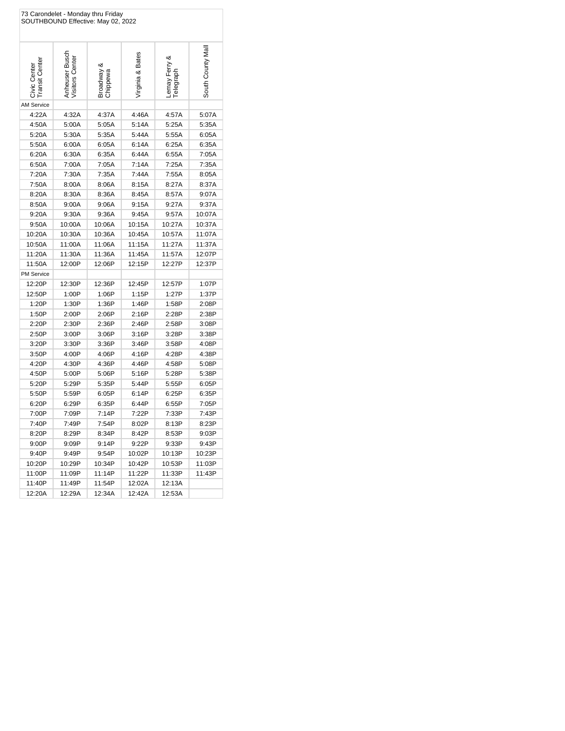73 Carondelet - Monday thru Friday
SOUTHBOUND Effective: May 02, 2022

| Civic Center Transit Center | Anheuser Busch Visitors Center | Broadway & Chippewa | Virginia & Bates | Lemay Ferry & Telegraph | South County Mall |
|---|---|---|---|---|---|
| AM Service | | | | | |
| 4:22A | 4:32A | 4:37A | 4:46A | 4:57A | 5:07A |
| 4:50A | 5:00A | 5:05A | 5:14A | 5:25A | 5:35A |
| 5:20A | 5:30A | 5:35A | 5:44A | 5:55A | 6:05A |
| 5:50A | 6:00A | 6:05A | 6:14A | 6:25A | 6:35A |
| 6:20A | 6:30A | 6:35A | 6:44A | 6:55A | 7:05A |
| 6:50A | 7:00A | 7:05A | 7:14A | 7:25A | 7:35A |
| 7:20A | 7:30A | 7:35A | 7:44A | 7:55A | 8:05A |
| 7:50A | 8:00A | 8:06A | 8:15A | 8:27A | 8:37A |
| 8:20A | 8:30A | 8:36A | 8:45A | 8:57A | 9:07A |
| 8:50A | 9:00A | 9:06A | 9:15A | 9:27A | 9:37A |
| 9:20A | 9:30A | 9:36A | 9:45A | 9:57A | 10:07A |
| 9:50A | 10:00A | 10:06A | 10:15A | 10:27A | 10:37A |
| 10:20A | 10:30A | 10:36A | 10:45A | 10:57A | 11:07A |
| 10:50A | 11:00A | 11:06A | 11:15A | 11:27A | 11:37A |
| 11:20A | 11:30A | 11:36A | 11:45A | 11:57A | 12:07P |
| 11:50A | 12:00P | 12:06P | 12:15P | 12:27P | 12:37P |
| PM Service | | | | | |
| 12:20P | 12:30P | 12:36P | 12:45P | 12:57P | 1:07P |
| 12:50P | 1:00P | 1:06P | 1:15P | 1:27P | 1:37P |
| 1:20P | 1:30P | 1:36P | 1:46P | 1:58P | 2:08P |
| 1:50P | 2:00P | 2:06P | 2:16P | 2:28P | 2:38P |
| 2:20P | 2:30P | 2:36P | 2:46P | 2:58P | 3:08P |
| 2:50P | 3:00P | 3:06P | 3:16P | 3:28P | 3:38P |
| 3:20P | 3:30P | 3:36P | 3:46P | 3:58P | 4:08P |
| 3:50P | 4:00P | 4:06P | 4:16P | 4:28P | 4:38P |
| 4:20P | 4:30P | 4:36P | 4:46P | 4:58P | 5:08P |
| 4:50P | 5:00P | 5:06P | 5:16P | 5:28P | 5:38P |
| 5:20P | 5:29P | 5:35P | 5:44P | 5:55P | 6:05P |
| 5:50P | 5:59P | 6:05P | 6:14P | 6:25P | 6:35P |
| 6:20P | 6:29P | 6:35P | 6:44P | 6:55P | 7:05P |
| 7:00P | 7:09P | 7:14P | 7:22P | 7:33P | 7:43P |
| 7:40P | 7:49P | 7:54P | 8:02P | 8:13P | 8:23P |
| 8:20P | 8:29P | 8:34P | 8:42P | 8:53P | 9:03P |
| 9:00P | 9:09P | 9:14P | 9:22P | 9:33P | 9:43P |
| 9:40P | 9:49P | 9:54P | 10:02P | 10:13P | 10:23P |
| 10:20P | 10:29P | 10:34P | 10:42P | 10:53P | 11:03P |
| 11:00P | 11:09P | 11:14P | 11:22P | 11:33P | 11:43P |
| 11:40P | 11:49P | 11:54P | 12:02A | 12:13A | |
| 12:20A | 12:29A | 12:34A | 12:42A | 12:53A | |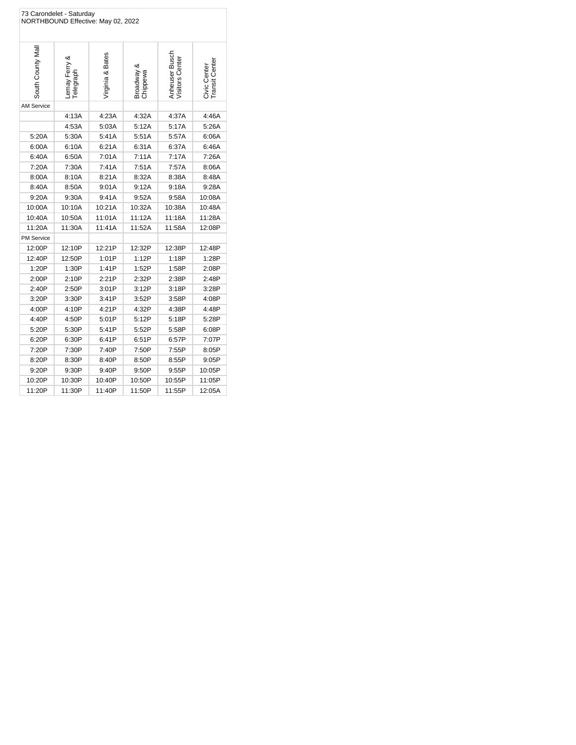73 Carondelet - Saturday
NORTHBOUND Effective: May 02, 2022

| South County Mall | Lemay Ferry & Telegraph | Virginia & Bates | Broadway & Chippewa | Anheuser Busch Visitors Center | Civic Center Transit Center |
|---|---|---|---|---|---|
| AM Service | | | | | |
| | 4:13A | 4:23A | 4:32A | 4:37A | 4:46A |
| | 4:53A | 5:03A | 5:12A | 5:17A | 5:26A |
| 5:20A | 5:30A | 5:41A | 5:51A | 5:57A | 6:06A |
| 6:00A | 6:10A | 6:21A | 6:31A | 6:37A | 6:46A |
| 6:40A | 6:50A | 7:01A | 7:11A | 7:17A | 7:26A |
| 7:20A | 7:30A | 7:41A | 7:51A | 7:57A | 8:06A |
| 8:00A | 8:10A | 8:21A | 8:32A | 8:38A | 8:48A |
| 8:40A | 8:50A | 9:01A | 9:12A | 9:18A | 9:28A |
| 9:20A | 9:30A | 9:41A | 9:52A | 9:58A | 10:08A |
| 10:00A | 10:10A | 10:21A | 10:32A | 10:38A | 10:48A |
| 10:40A | 10:50A | 11:01A | 11:12A | 11:18A | 11:28A |
| 11:20A | 11:30A | 11:41A | 11:52A | 11:58A | 12:08P |
| PM Service | | | | | |
| 12:00P | 12:10P | 12:21P | 12:32P | 12:38P | 12:48P |
| 12:40P | 12:50P | 1:01P | 1:12P | 1:18P | 1:28P |
| 1:20P | 1:30P | 1:41P | 1:52P | 1:58P | 2:08P |
| 2:00P | 2:10P | 2:21P | 2:32P | 2:38P | 2:48P |
| 2:40P | 2:50P | 3:01P | 3:12P | 3:18P | 3:28P |
| 3:20P | 3:30P | 3:41P | 3:52P | 3:58P | 4:08P |
| 4:00P | 4:10P | 4:21P | 4:32P | 4:38P | 4:48P |
| 4:40P | 4:50P | 5:01P | 5:12P | 5:18P | 5:28P |
| 5:20P | 5:30P | 5:41P | 5:52P | 5:58P | 6:08P |
| 6:20P | 6:30P | 6:41P | 6:51P | 6:57P | 7:07P |
| 7:20P | 7:30P | 7:40P | 7:50P | 7:55P | 8:05P |
| 8:20P | 8:30P | 8:40P | 8:50P | 8:55P | 9:05P |
| 9:20P | 9:30P | 9:40P | 9:50P | 9:55P | 10:05P |
| 10:20P | 10:30P | 10:40P | 10:50P | 10:55P | 11:05P |
| 11:20P | 11:30P | 11:40P | 11:50P | 11:55P | 12:05A |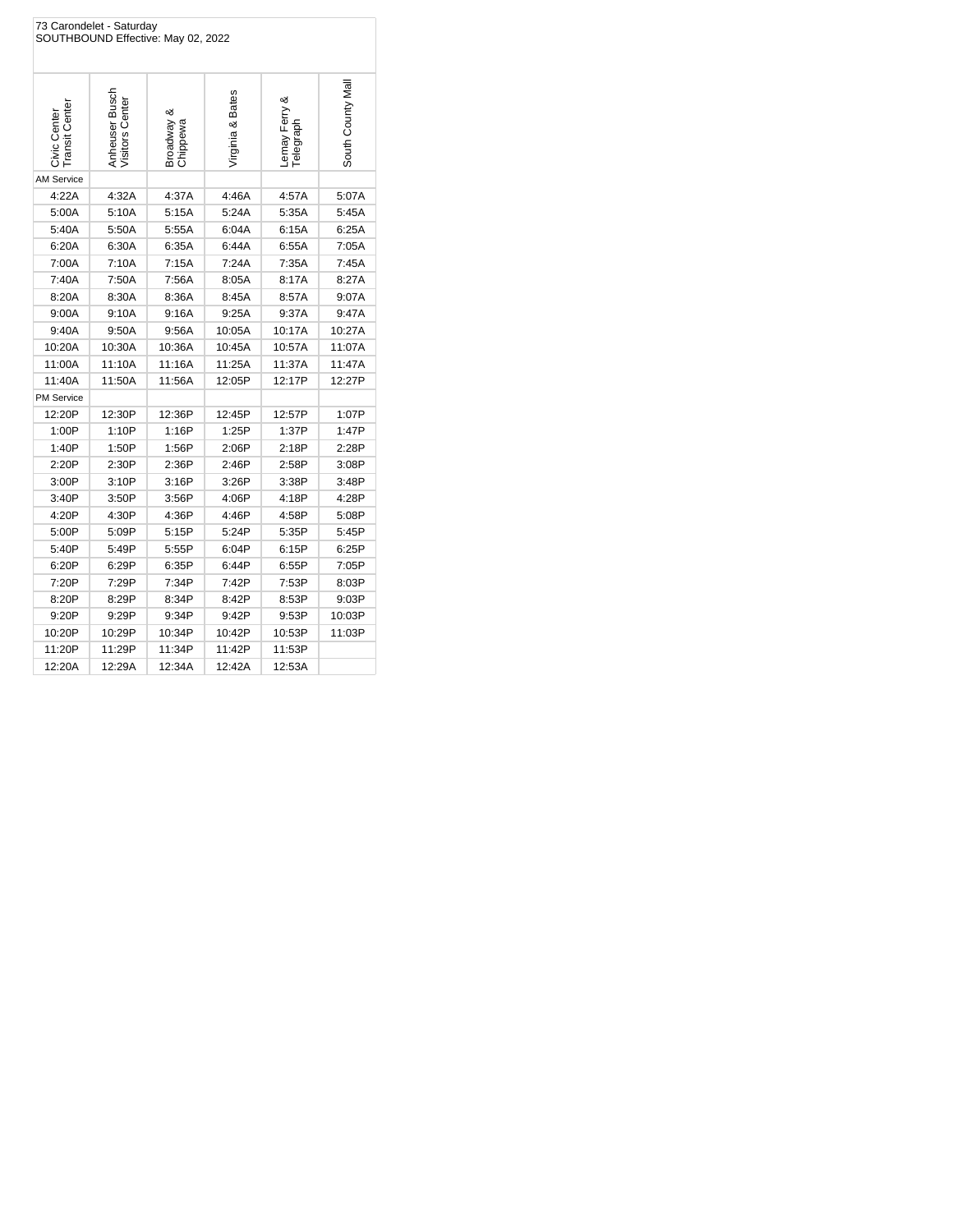73 Carondelet - Saturday
SOUTHBOUND Effective: May 02, 2022

| Civic Center Transit Center | Anheuser Busch Visitors Center | Broadway & Chippewa | Virginia & Bates | Lemay Ferry & Telegraph | South County Mall |
|---|---|---|---|---|---|
| AM Service | | | | | |
| 4:22A | 4:32A | 4:37A | 4:46A | 4:57A | 5:07A |
| 5:00A | 5:10A | 5:15A | 5:24A | 5:35A | 5:45A |
| 5:40A | 5:50A | 5:55A | 6:04A | 6:15A | 6:25A |
| 6:20A | 6:30A | 6:35A | 6:44A | 6:55A | 7:05A |
| 7:00A | 7:10A | 7:15A | 7:24A | 7:35A | 7:45A |
| 7:40A | 7:50A | 7:56A | 8:05A | 8:17A | 8:27A |
| 8:20A | 8:30A | 8:36A | 8:45A | 8:57A | 9:07A |
| 9:00A | 9:10A | 9:16A | 9:25A | 9:37A | 9:47A |
| 9:40A | 9:50A | 9:56A | 10:05A | 10:17A | 10:27A |
| 10:20A | 10:30A | 10:36A | 10:45A | 10:57A | 11:07A |
| 11:00A | 11:10A | 11:16A | 11:25A | 11:37A | 11:47A |
| 11:40A | 11:50A | 11:56A | 12:05P | 12:17P | 12:27P |
| PM Service | | | | | |
| 12:20P | 12:30P | 12:36P | 12:45P | 12:57P | 1:07P |
| 1:00P | 1:10P | 1:16P | 1:25P | 1:37P | 1:47P |
| 1:40P | 1:50P | 1:56P | 2:06P | 2:18P | 2:28P |
| 2:20P | 2:30P | 2:36P | 2:46P | 2:58P | 3:08P |
| 3:00P | 3:10P | 3:16P | 3:26P | 3:38P | 3:48P |
| 3:40P | 3:50P | 3:56P | 4:06P | 4:18P | 4:28P |
| 4:20P | 4:30P | 4:36P | 4:46P | 4:58P | 5:08P |
| 5:00P | 5:09P | 5:15P | 5:24P | 5:35P | 5:45P |
| 5:40P | 5:49P | 5:55P | 6:04P | 6:15P | 6:25P |
| 6:20P | 6:29P | 6:35P | 6:44P | 6:55P | 7:05P |
| 7:20P | 7:29P | 7:34P | 7:42P | 7:53P | 8:03P |
| 8:20P | 8:29P | 8:34P | 8:42P | 8:53P | 9:03P |
| 9:20P | 9:29P | 9:34P | 9:42P | 9:53P | 10:03P |
| 10:20P | 10:29P | 10:34P | 10:42P | 10:53P | 11:03P |
| 11:20P | 11:29P | 11:34P | 11:42P | 11:53P | |
| 12:20A | 12:29A | 12:34A | 12:42A | 12:53A | |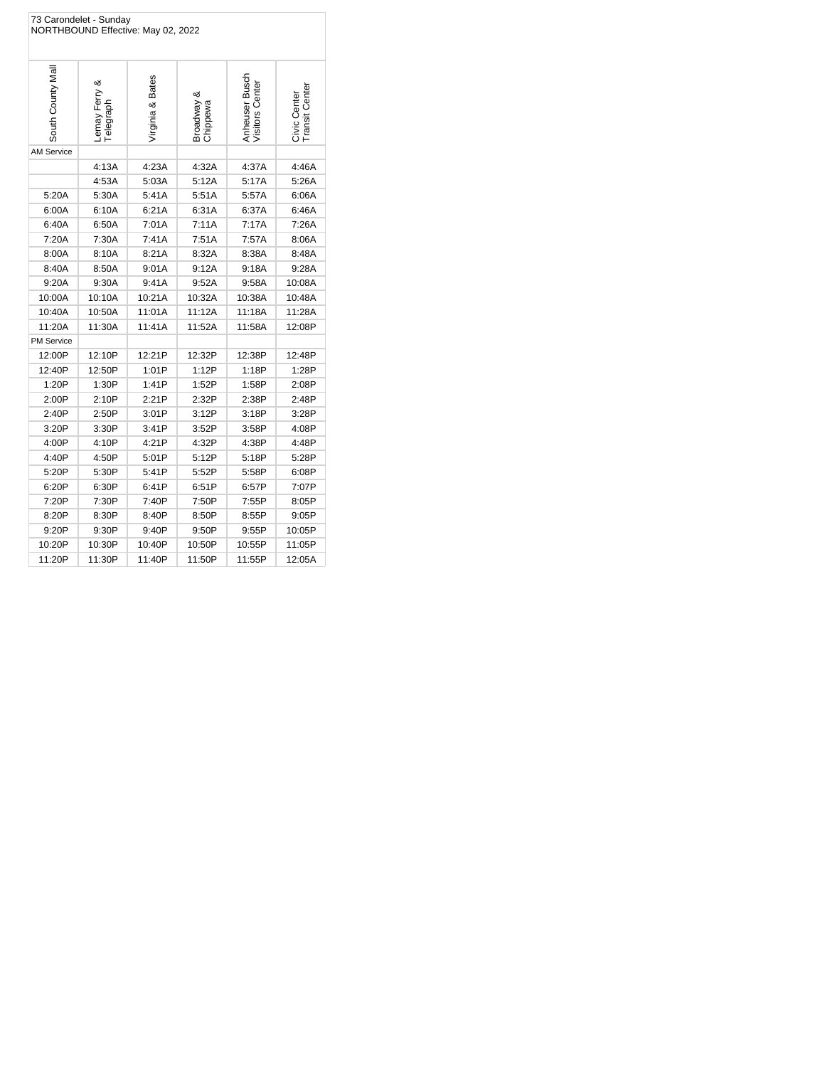73 Carondelet - Sunday
NORTHBOUND Effective: May 02, 2022

| South County Mall | Lemay Ferry & Telegraph | Virginia & Bates | Broadway & Chippewa | Anheuser Busch Visitors Center | Civic Center Transit Center |
|---|---|---|---|---|---|
| AM Service | | | | | |
| | 4:13A | 4:23A | 4:32A | 4:37A | 4:46A |
| | 4:53A | 5:03A | 5:12A | 5:17A | 5:26A |
| 5:20A | 5:30A | 5:41A | 5:51A | 5:57A | 6:06A |
| 6:00A | 6:10A | 6:21A | 6:31A | 6:37A | 6:46A |
| 6:40A | 6:50A | 7:01A | 7:11A | 7:17A | 7:26A |
| 7:20A | 7:30A | 7:41A | 7:51A | 7:57A | 8:06A |
| 8:00A | 8:10A | 8:21A | 8:32A | 8:38A | 8:48A |
| 8:40A | 8:50A | 9:01A | 9:12A | 9:18A | 9:28A |
| 9:20A | 9:30A | 9:41A | 9:52A | 9:58A | 10:08A |
| 10:00A | 10:10A | 10:21A | 10:32A | 10:38A | 10:48A |
| 10:40A | 10:50A | 11:01A | 11:12A | 11:18A | 11:28A |
| 11:20A | 11:30A | 11:41A | 11:52A | 11:58A | 12:08P |
| PM Service | | | | | |
| 12:00P | 12:10P | 12:21P | 12:32P | 12:38P | 12:48P |
| 12:40P | 12:50P | 1:01P | 1:12P | 1:18P | 1:28P |
| 1:20P | 1:30P | 1:41P | 1:52P | 1:58P | 2:08P |
| 2:00P | 2:10P | 2:21P | 2:32P | 2:38P | 2:48P |
| 2:40P | 2:50P | 3:01P | 3:12P | 3:18P | 3:28P |
| 3:20P | 3:30P | 3:41P | 3:52P | 3:58P | 4:08P |
| 4:00P | 4:10P | 4:21P | 4:32P | 4:38P | 4:48P |
| 4:40P | 4:50P | 5:01P | 5:12P | 5:18P | 5:28P |
| 5:20P | 5:30P | 5:41P | 5:52P | 5:58P | 6:08P |
| 6:20P | 6:30P | 6:41P | 6:51P | 6:57P | 7:07P |
| 7:20P | 7:30P | 7:40P | 7:50P | 7:55P | 8:05P |
| 8:20P | 8:30P | 8:40P | 8:50P | 8:55P | 9:05P |
| 9:20P | 9:30P | 9:40P | 9:50P | 9:55P | 10:05P |
| 10:20P | 10:30P | 10:40P | 10:50P | 10:55P | 11:05P |
| 11:20P | 11:30P | 11:40P | 11:50P | 11:55P | 12:05A |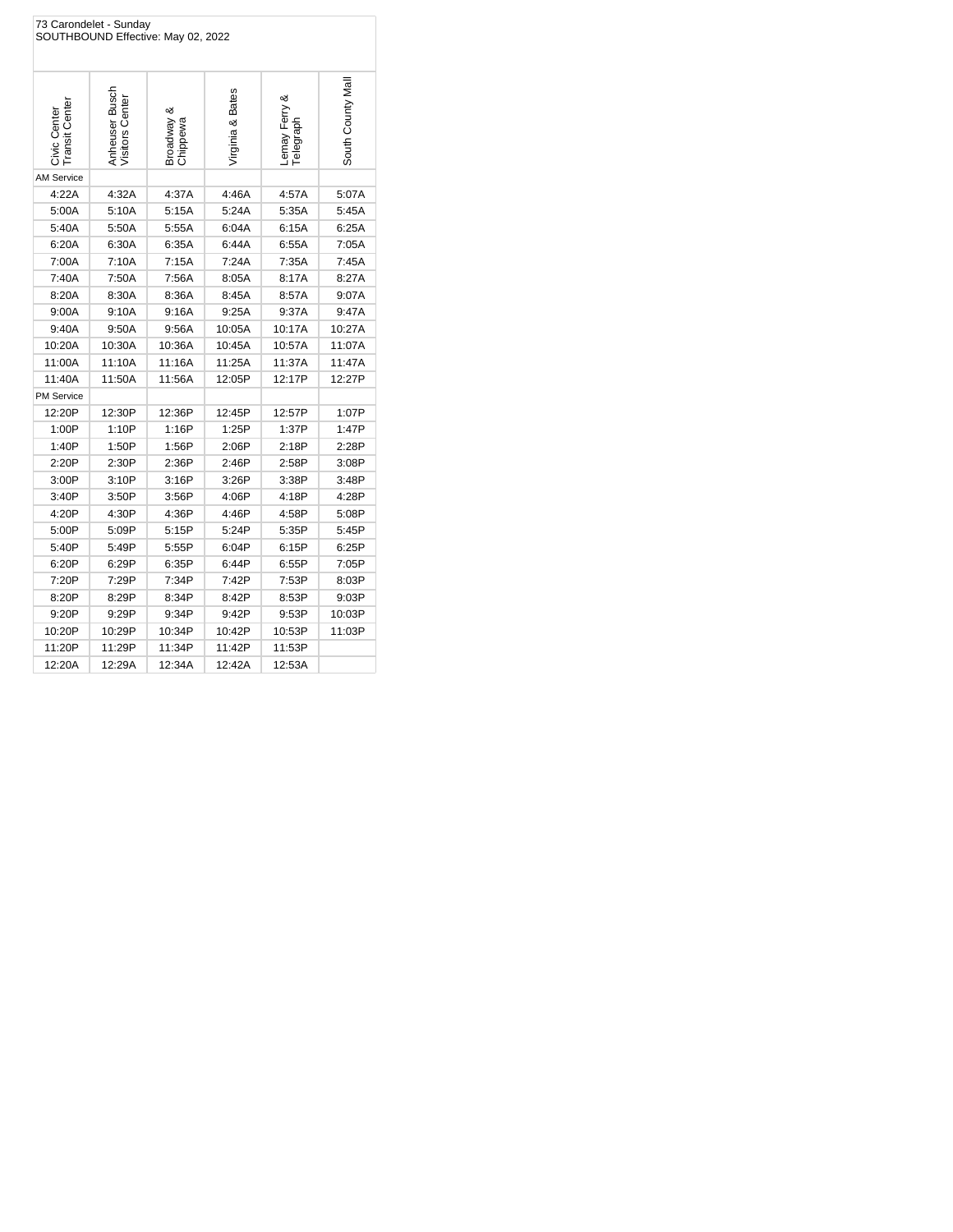73 Carondelet - Sunday
SOUTHBOUND Effective: May 02, 2022

| Civic Center Transit Center | Anheuser Busch Visitors Center | Broadway & Chippewa | Virginia & Bates | Lemay Ferry & Telegraph | South County Mall |
|---|---|---|---|---|---|
| AM Service | | | | | |
| 4:22A | 4:32A | 4:37A | 4:46A | 4:57A | 5:07A |
| 5:00A | 5:10A | 5:15A | 5:24A | 5:35A | 5:45A |
| 5:40A | 5:50A | 5:55A | 6:04A | 6:15A | 6:25A |
| 6:20A | 6:30A | 6:35A | 6:44A | 6:55A | 7:05A |
| 7:00A | 7:10A | 7:15A | 7:24A | 7:35A | 7:45A |
| 7:40A | 7:50A | 7:56A | 8:05A | 8:17A | 8:27A |
| 8:20A | 8:30A | 8:36A | 8:45A | 8:57A | 9:07A |
| 9:00A | 9:10A | 9:16A | 9:25A | 9:37A | 9:47A |
| 9:40A | 9:50A | 9:56A | 10:05A | 10:17A | 10:27A |
| 10:20A | 10:30A | 10:36A | 10:45A | 10:57A | 11:07A |
| 11:00A | 11:10A | 11:16A | 11:25A | 11:37A | 11:47A |
| 11:40A | 11:50A | 11:56A | 12:05P | 12:17P | 12:27P |
| PM Service | | | | | |
| 12:20P | 12:30P | 12:36P | 12:45P | 12:57P | 1:07P |
| 1:00P | 1:10P | 1:16P | 1:25P | 1:37P | 1:47P |
| 1:40P | 1:50P | 1:56P | 2:06P | 2:18P | 2:28P |
| 2:20P | 2:30P | 2:36P | 2:46P | 2:58P | 3:08P |
| 3:00P | 3:10P | 3:16P | 3:26P | 3:38P | 3:48P |
| 3:40P | 3:50P | 3:56P | 4:06P | 4:18P | 4:28P |
| 4:20P | 4:30P | 4:36P | 4:46P | 4:58P | 5:08P |
| 5:00P | 5:09P | 5:15P | 5:24P | 5:35P | 5:45P |
| 5:40P | 5:49P | 5:55P | 6:04P | 6:15P | 6:25P |
| 6:20P | 6:29P | 6:35P | 6:44P | 6:55P | 7:05P |
| 7:20P | 7:29P | 7:34P | 7:42P | 7:53P | 8:03P |
| 8:20P | 8:29P | 8:34P | 8:42P | 8:53P | 9:03P |
| 9:20P | 9:29P | 9:34P | 9:42P | 9:53P | 10:03P |
| 10:20P | 10:29P | 10:34P | 10:42P | 10:53P | 11:03P |
| 11:20P | 11:29P | 11:34P | 11:42P | 11:53P | |
| 12:20A | 12:29A | 12:34A | 12:42A | 12:53A | |